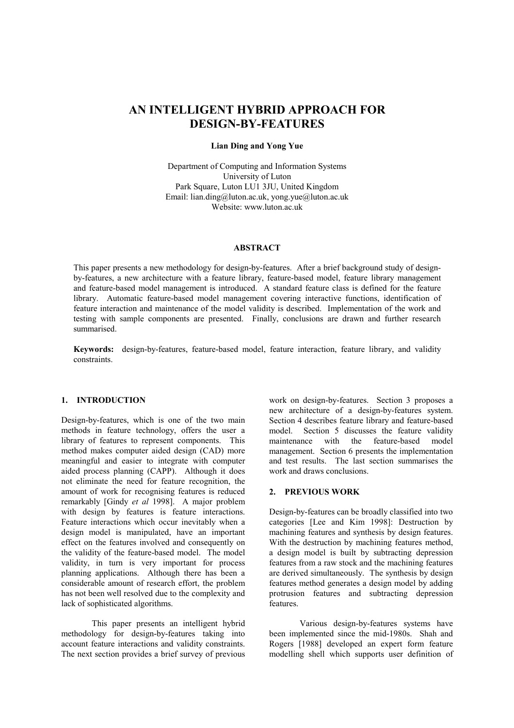# AN INTELLIGENT HYBRID APPROACH FOR DESIGN-BY-FEATURES

**Lian Ding and Yong Yue**

Department of Computing and Information Systems
University of Luton
Park Square, Luton LU1 3JU, United Kingdom
Email: lian.ding@luton.ac.uk, yong.yue@luton.ac.uk
Website: www.luton.ac.uk

## ABSTRACT

This paper presents a new methodology for design-by-features. After a brief background study of design-by-features, a new architecture with a feature library, feature-based model, feature library management and feature-based model management is introduced. A standard feature class is defined for the feature library. Automatic feature-based model management covering interactive functions, identification of feature interaction and maintenance of the model validity is described. Implementation of the work and testing with sample components are presented. Finally, conclusions are drawn and further research summarised.

**Keywords:** design-by-features, feature-based model, feature interaction, feature library, and validity constraints.

## 1. INTRODUCTION

Design-by-features, which is one of the two main methods in feature technology, offers the user a library of features to represent components. This method makes computer aided design (CAD) more meaningful and easier to integrate with computer aided process planning (CAPP). Although it does not eliminate the need for feature recognition, the amount of work for recognising features is reduced remarkably [Gindy *et al* 1998]. A major problem with design by features is feature interactions. Feature interactions which occur inevitably when a design model is manipulated, have an important effect on the features involved and consequently on the validity of the feature-based model. The model validity, in turn is very important for process planning applications. Although there has been a considerable amount of research effort, the problem has not been well resolved due to the complexity and lack of sophisticated algorithms.

This paper presents an intelligent hybrid methodology for design-by-features taking into account feature interactions and validity constraints. The next section provides a brief survey of previous work on design-by-features. Section 3 proposes a new architecture of a design-by-features system. Section 4 describes feature library and feature-based model. Section 5 discusses the feature validity maintenance with the feature-based model management. Section 6 presents the implementation and test results. The last section summarises the work and draws conclusions.

## 2. PREVIOUS WORK

Design-by-features can be broadly classified into two categories [Lee and Kim 1998]: Destruction by machining features and synthesis by design features. With the destruction by machining features method, a design model is built by subtracting depression features from a raw stock and the machining features are derived simultaneously. The synthesis by design features method generates a design model by adding protrusion features and subtracting depression features.

Various design-by-features systems have been implemented since the mid-1980s. Shah and Rogers [1988] developed an expert form feature modelling shell which supports user definition of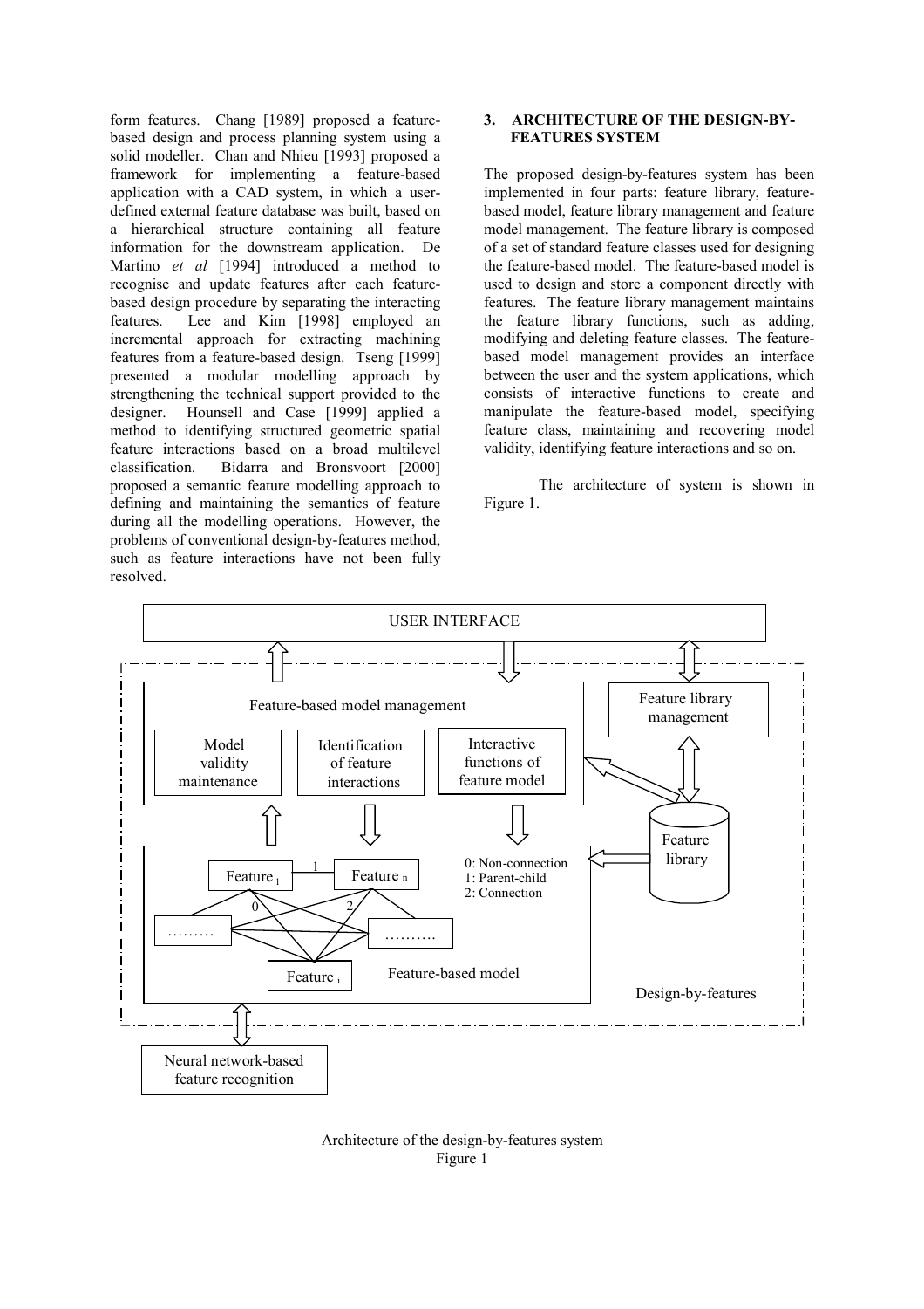form features. Chang [1989] proposed a feature-based design and process planning system using a solid modeller. Chan and Nhieu [1993] proposed a framework for implementing a feature-based application with a CAD system, in which a user-defined external feature database was built, based on a hierarchical structure containing all feature information for the downstream application. De Martino *et al* [1994] introduced a method to recognise and update features after each feature-based design procedure by separating the interacting features. Lee and Kim [1998] employed an incremental approach for extracting machining features from a feature-based design. Tseng [1999] presented a modular modelling approach by strengthening the technical support provided to the designer. Hounsell and Case [1999] applied a method to identifying structured geometric spatial feature interactions based on a broad multilevel classification. Bidarra and Bronsvoort [2000] proposed a semantic feature modelling approach to defining and maintaining the semantics of feature during all the modelling operations. However, the problems of conventional design-by-features method, such as feature interactions have not been fully resolved.

## 3. ARCHITECTURE OF THE DESIGN-BY-FEATURES SYSTEM

The proposed design-by-features system has been implemented in four parts: feature library, feature-based model, feature library management and feature model management. The feature library is composed of a set of standard feature classes used for designing the feature-based model. The feature-based model is used to design and store a component directly with features. The feature library management maintains the feature library functions, such as adding, modifying and deleting feature classes. The feature-based model management provides an interface between the user and the system applications, which consists of interactive functions to create and manipulate the feature-based model, specifying feature class, maintaining and recovering model validity, identifying feature interactions and so on.

The architecture of system is shown in Figure 1.

USER INTERFACE

Feature-based model management: Model validity maintenance; Identification of feature interactions; Interactive functions of feature model

Feature library management

Feature library

Feature-based model: Feature $_1$, Feature $_n$, Feature $_i$, ……… — 0: Non-connection; 1: Parent-child; 2: Connection

Design-by-features

Neural network-based feature recognition

Architecture of the design-by-features system
Figure 1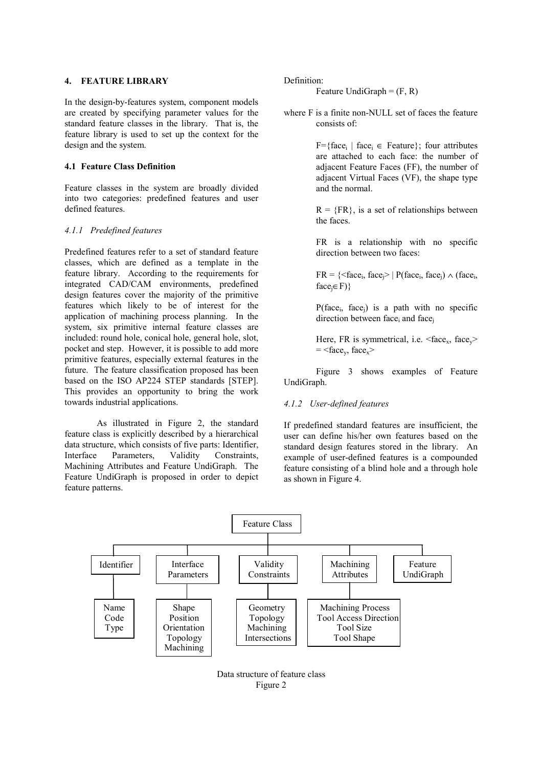## 4. FEATURE LIBRARY

In the design-by-features system, component models are created by specifying parameter values for the standard feature classes in the library. That is, the feature library is used to set up the context for the design and the system.

### 4.1 Feature Class Definition

Feature classes in the system are broadly divided into two categories: predefined features and user defined features.

#### *4.1.1 Predefined features*

Predefined features refer to a set of standard feature classes, which are defined as a template in the feature library. According to the requirements for integrated CAD/CAM environments, predefined design features cover the majority of the primitive features which likely to be of interest for the application of machining process planning. In the system, six primitive internal feature classes are included: round hole, conical hole, general hole, slot, pocket and step. However, it is possible to add more primitive features, especially external features in the future. The feature classification proposed has been based on the ISO AP224 STEP standards [STEP]. This provides an opportunity to bring the work towards industrial applications.

As illustrated in Figure 2, the standard feature class is explicitly described by a hierarchical data structure, which consists of five parts: Identifier, Interface Parameters, Validity Constraints, Machining Attributes and Feature UndiGraph. The Feature UndiGraph is proposed in order to depict feature patterns.

Definition:

Feature UndiGraph = (F, R)

where F is a finite non-NULL set of faces the feature consists of:

$F=\{face_i \mid face_i \in \text{Feature}\}$; four attributes are attached to each face: the number of adjacent Feature Faces (FF), the number of adjacent Virtual Faces (VF), the shape type and the normal.

$R = \{FR\}$, is a set of relationships between the faces.

FR is a relationship with no specific direction between two faces:

$FR = \{<face_i, face_j> \mid P(face_i, face_j) \wedge (face_i, face_j \in F)\}$

$P(face_i, face_j)$ is a path with no specific direction between $face_i$ and $face_j$

Here, FR is symmetrical, i.e. $<face_x, face_y> = <face_y, face_x>$

Figure 3 shows examples of Feature UndiGraph.

#### *4.1.2 User-defined features*

If predefined standard features are insufficient, the user can define his/her own features based on the standard design features stored in the library. An example of user-defined features is a compounded feature consisting of a blind hole and a through hole as shown in Figure 4.

Feature Class

| Identifier | Interface Parameters | Validity Constraints | Machining Attributes | Feature UndiGraph |
| --- | --- | --- | --- | --- |
| Name<br>Code<br>Type | Shape<br>Position<br>Orientation<br>Topology<br>Machining | Geometry<br>Topology<br>Machining<br>Intersections | Machining Process<br>Tool Access Direction<br>Tool Size<br>Tool Shape | |

Data structure of feature class
Figure 2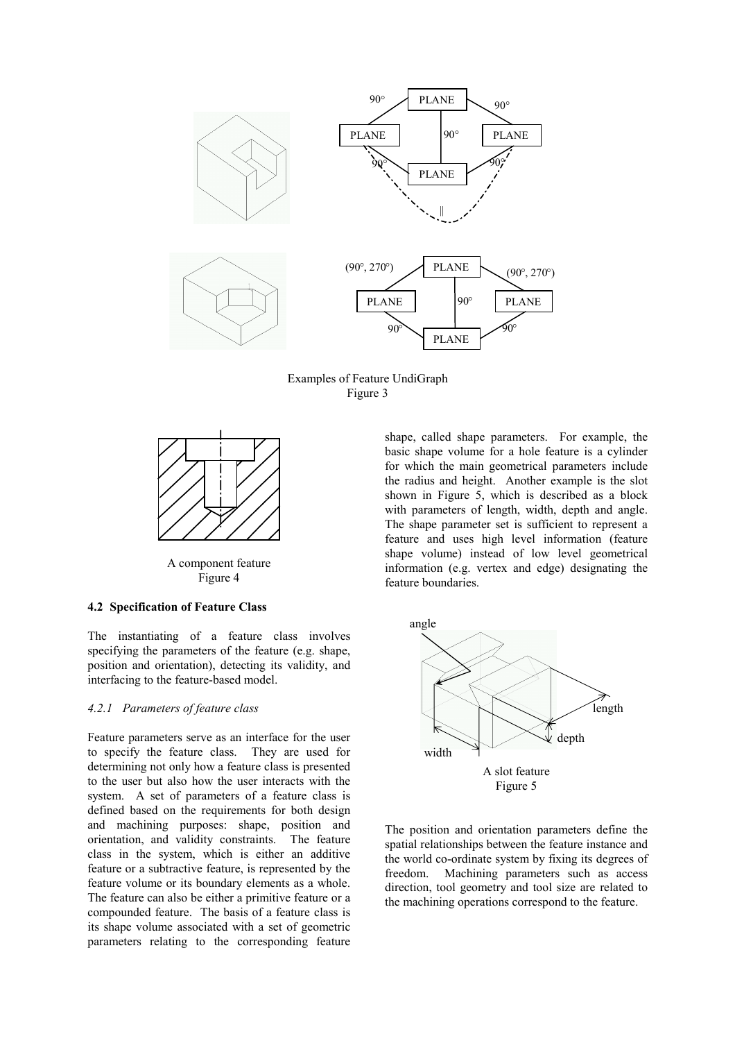Examples of Feature UndiGraph
Figure 3

A component feature
Figure 4

### 4.2 Specification of Feature Class

The instantiating of a feature class involves specifying the parameters of the feature (e.g. shape, position and orientation), detecting its validity, and interfacing to the feature-based model.

#### *4.2.1 Parameters of feature class*

Feature parameters serve as an interface for the user to specify the feature class. They are used for determining not only how a feature class is presented to the user but also how the user interacts with the system. A set of parameters of a feature class is defined based on the requirements for both design and machining purposes: shape, position and orientation, and validity constraints. The feature class in the system, which is either an additive feature or a subtractive feature, is represented by the feature volume or its boundary elements as a whole. The feature can also be either a primitive feature or a compounded feature. The basis of a feature class is its shape volume associated with a set of geometric parameters relating to the corresponding feature shape, called shape parameters. For example, the basic shape volume for a hole feature is a cylinder for which the main geometrical parameters include the radius and height. Another example is the slot shown in Figure 5, which is described as a block with parameters of length, width, depth and angle. The shape parameter set is sufficient to represent a feature and uses high level information (feature shape volume) instead of low level geometrical information (e.g. vertex and edge) designating the feature boundaries.

A slot feature
Figure 5

The position and orientation parameters define the spatial relationships between the feature instance and the world co-ordinate system by fixing its degrees of freedom. Machining parameters such as access direction, tool geometry and tool size are related to the machining operations correspond to the feature.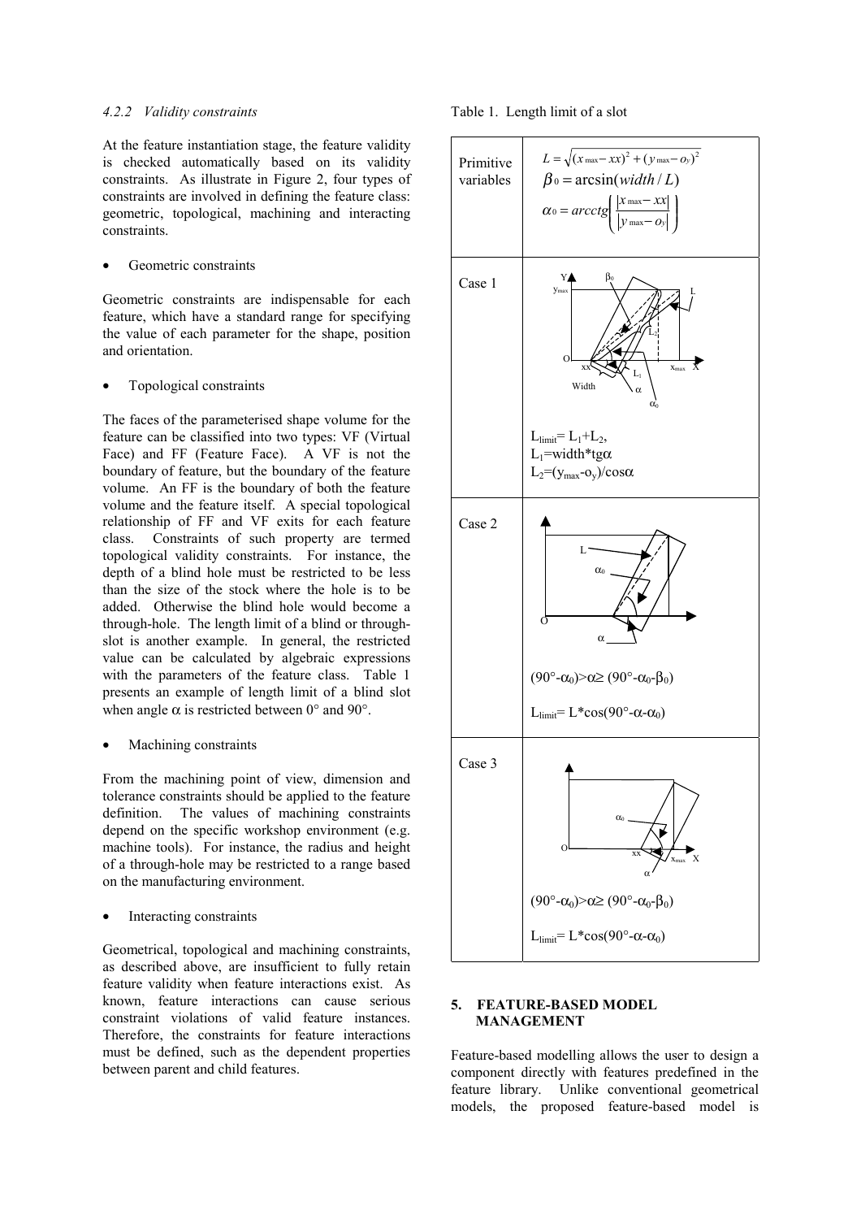#### 4.2.2 Validity constraints

At the feature instantiation stage, the feature validity is checked automatically based on its validity constraints. As illustrate in Figure 2, four types of constraints are involved in defining the feature class: geometric, topological, machining and interacting constraints.

- Geometric constraints

Geometric constraints are indispensable for each feature, which have a standard range for specifying the value of each parameter for the shape, position and orientation.

- Topological constraints

The faces of the parameterised shape volume for the feature can be classified into two types: VF (Virtual Face) and FF (Feature Face). A VF is not the boundary of feature, but the boundary of the feature volume. An FF is the boundary of both the feature volume and the feature itself. A special topological relationship of FF and VF exits for each feature class. Constraints of such property are termed topological validity constraints. For instance, the depth of a blind hole must be restricted to be less than the size of the stock where the hole is to be added. Otherwise the blind hole would become a through-hole. The length limit of a blind or through-slot is another example. In general, the restricted value can be calculated by algebraic expressions with the parameters of the feature class. Table 1 presents an example of length limit of a blind slot when angle $\alpha$ is restricted between 0° and 90°.

- Machining constraints

From the machining point of view, dimension and tolerance constraints should be applied to the feature definition. The values of machining constraints depend on the specific workshop environment (e.g. machine tools). For instance, the radius and height of a through-hole may be restricted to a range based on the manufacturing environment.

- Interacting constraints

Geometrical, topological and machining constraints, as described above, are insufficient to fully retain feature validity when feature interactions exist. As known, feature interactions can cause serious constraint violations of valid feature instances. Therefore, the constraints for feature interactions must be defined, such as the dependent properties between parent and child features.

Table 1. Length limit of a slot

| | |
|---|---|
| Primitive variables | $L = \sqrt{(x_{max} - xx)^2 + (y_{max} - o_y)^2}$ <br> $\beta_0 = \arcsin(width / L)$ <br> $\alpha_0 = arcctg\left(\dfrac{\lvert x_{max} - xx \rvert}{\lvert y_{max} - o_y \rvert}\right)$ |
| Case 1 | $L_{limit} = L_1 + L_2$, <br> $L_1 = width * tg\alpha$ <br> $L_2 = (y_{max} - o_y)/\cos\alpha$ |
| Case 2 | $(90° - \alpha_0) > \alpha \geq (90° - \alpha_0 - \beta_0)$ <br> $L_{limit} = L * \cos(90° - \alpha - \alpha_0)$ |
| Case 3 | $(90° - \alpha_0) > \alpha \geq (90° - \alpha_0 - \beta_0)$ <br> $L_{limit} = L * \cos(90° - \alpha - \alpha_0)$ |

## 5. FEATURE-BASED MODEL MANAGEMENT

Feature-based modelling allows the user to design a component directly with features predefined in the feature library. Unlike conventional geometrical models, the proposed feature-based model is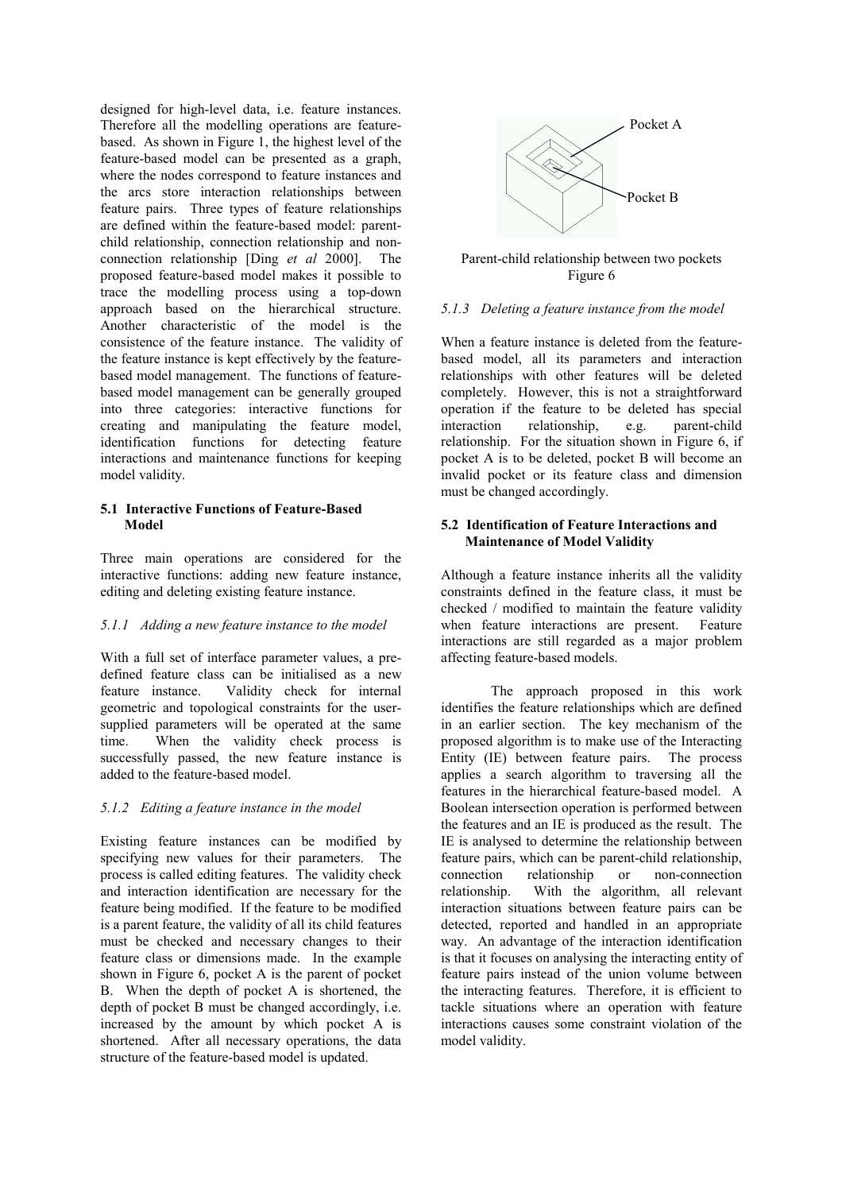designed for high-level data, i.e. feature instances. Therefore all the modelling operations are feature-based. As shown in Figure 1, the highest level of the feature-based model can be presented as a graph, where the nodes correspond to feature instances and the arcs store interaction relationships between feature pairs. Three types of feature relationships are defined within the feature-based model: parent-child relationship, connection relationship and non-connection relationship [Ding *et al* 2000]. The proposed feature-based model makes it possible to trace the modelling process using a top-down approach based on the hierarchical structure. Another characteristic of the model is the consistence of the feature instance. The validity of the feature instance is kept effectively by the feature-based model management. The functions of feature-based model management can be generally grouped into three categories: interactive functions for creating and manipulating the feature model, identification functions for detecting feature interactions and maintenance functions for keeping model validity.

### 5.1 Interactive Functions of Feature-Based Model

Three main operations are considered for the interactive functions: adding new feature instance, editing and deleting existing feature instance.

#### *5.1.1 Adding a new feature instance to the model*

With a full set of interface parameter values, a pre-defined feature class can be initialised as a new feature instance. Validity check for internal geometric and topological constraints for the user-supplied parameters will be operated at the same time. When the validity check process is successfully passed, the new feature instance is added to the feature-based model.

#### *5.1.2 Editing a feature instance in the model*

Existing feature instances can be modified by specifying new values for their parameters. The process is called editing features. The validity check and interaction identification are necessary for the feature being modified. If the feature to be modified is a parent feature, the validity of all its child features must be checked and necessary changes to their feature class or dimensions made. In the example shown in Figure 6, pocket A is the parent of pocket B. When the depth of pocket A is shortened, the depth of pocket B must be changed accordingly, i.e. increased by the amount by which pocket A is shortened. After all necessary operations, the data structure of the feature-based model is updated.

Pocket A

Pocket B

Parent-child relationship between two pockets
Figure 6

#### *5.1.3 Deleting a feature instance from the model*

When a feature instance is deleted from the feature-based model, all its parameters and interaction relationships with other features will be deleted completely. However, this is not a straightforward operation if the feature to be deleted has special interaction relationship, e.g. parent-child relationship. For the situation shown in Figure 6, if pocket A is to be deleted, pocket B will become an invalid pocket or its feature class and dimension must be changed accordingly.

### 5.2 Identification of Feature Interactions and Maintenance of Model Validity

Although a feature instance inherits all the validity constraints defined in the feature class, it must be checked / modified to maintain the feature validity when feature interactions are present. Feature interactions are still regarded as a major problem affecting feature-based models.

The approach proposed in this work identifies the feature relationships which are defined in an earlier section. The key mechanism of the proposed algorithm is to make use of the Interacting Entity (IE) between feature pairs. The process applies a search algorithm to traversing all the features in the hierarchical feature-based model. A Boolean intersection operation is performed between the features and an IE is produced as the result. The IE is analysed to determine the relationship between feature pairs, which can be parent-child relationship, connection relationship or non-connection relationship. With the algorithm, all relevant interaction situations between feature pairs can be detected, reported and handled in an appropriate way. An advantage of the interaction identification is that it focuses on analysing the interacting entity of feature pairs instead of the union volume between the interacting features. Therefore, it is efficient to tackle situations where an operation with feature interactions causes some constraint violation of the model validity.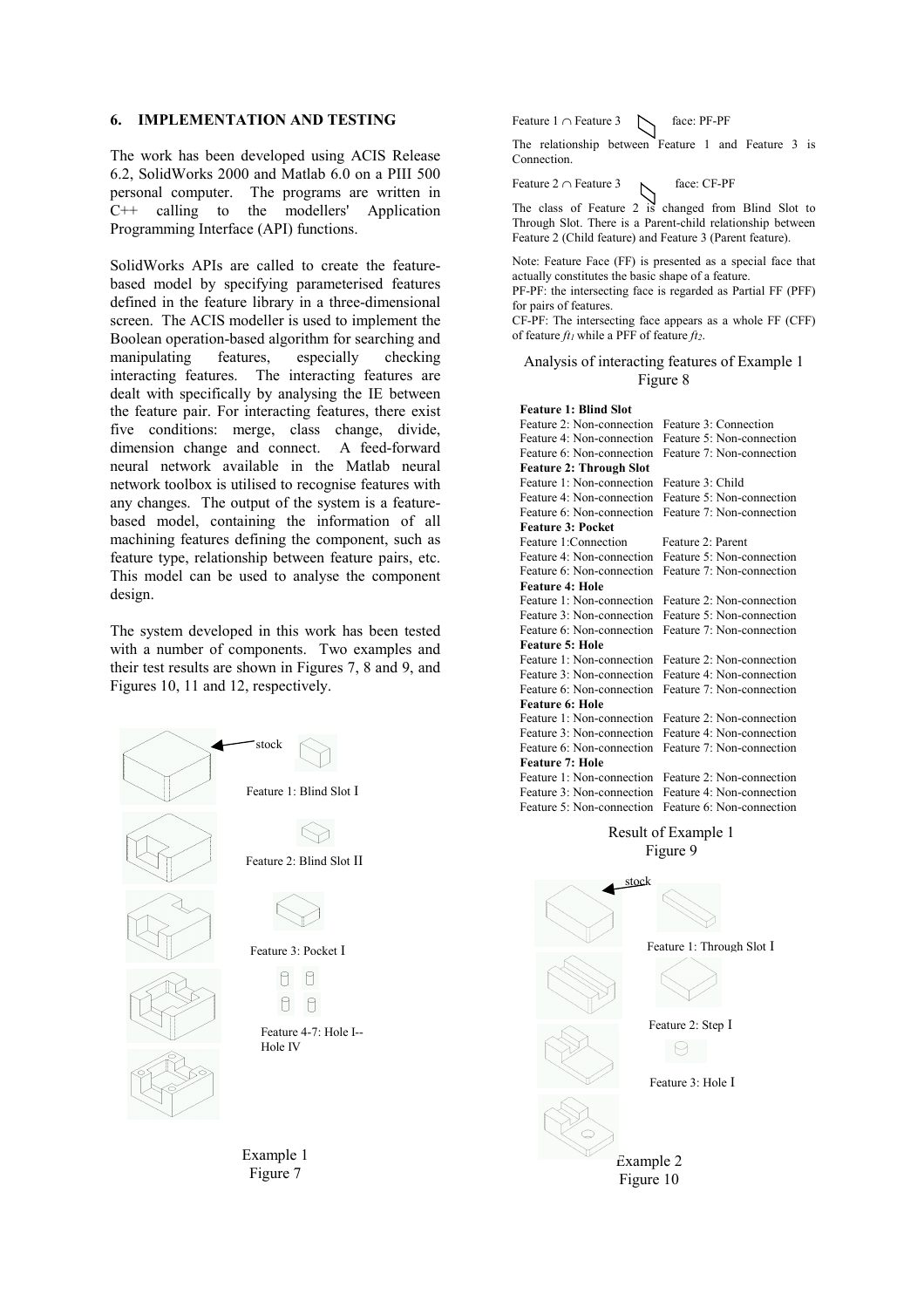## 6. IMPLEMENTATION AND TESTING

The work has been developed using ACIS Release 6.2, SolidWorks 2000 and Matlab 6.0 on a PIII 500 personal computer. The programs are written in C++ calling to the modellers' Application Programming Interface (API) functions.

SolidWorks APIs are called to create the feature-based model by specifying parameterised features defined in the feature library in a three-dimensional screen. The ACIS modeller is used to implement the Boolean operation-based algorithm for searching and manipulating features, especially checking interacting features. The interacting features are dealt with specifically by analysing the IE between the feature pair. For interacting features, there exist five conditions: merge, class change, divide, dimension change and connect. A feed-forward neural network available in the Matlab neural network toolbox is utilised to recognise features with any changes. The output of the system is a feature-based model, containing the information of all machining features defining the component, such as feature type, relationship between feature pairs, etc. This model can be used to analyse the component design.

The system developed in this work has been tested with a number of components. Two examples and their test results are shown in Figures 7, 8 and 9, and Figures 10, 11 and 12, respectively.

stock

Feature 1: Blind Slot I

Feature 2: Blind Slot II

Feature 3: Pocket I

Feature 4-7: Hole I--Hole IV

Example 1
Figure 7

Feature 1 ∩ Feature 3 face: PF-PF

The relationship between Feature 1 and Feature 3 is Connection.

Feature 2 ∩ Feature 3 face: CF-PF

The class of Feature 2 is changed from Blind Slot to Through Slot. There is a Parent-child relationship between Feature 2 (Child feature) and Feature 3 (Parent feature).

Note: Feature Face (FF) is presented as a special face that actually constitutes the basic shape of a feature.
PF-PF: the intersecting face is regarded as Partial FF (PFF) for pairs of features.
CF-PF: The intersecting face appears as a whole FF (CFF) of feature $ft_1$ while a PFF of feature $ft_2$.

Analysis of interacting features of Example 1
Figure 8

**Feature 1: Blind Slot**
Feature 2: Non-connection Feature 3: Connection
Feature 4: Non-connection Feature 5: Non-connection
Feature 6: Non-connection Feature 7: Non-connection
**Feature 2: Through Slot**
Feature 1: Non-connection Feature 3: Child
Feature 4: Non-connection Feature 5: Non-connection
Feature 6: Non-connection Feature 7: Non-connection
**Feature 3: Pocket**
Feature 1:Connection Feature 2: Parent
Feature 4: Non-connection Feature 5: Non-connection
Feature 6: Non-connection Feature 7: Non-connection
**Feature 4: Hole**
Feature 1: Non-connection Feature 2: Non-connection
Feature 3: Non-connection Feature 5: Non-connection
Feature 6: Non-connection Feature 7: Non-connection
**Feature 5: Hole**
Feature 1: Non-connection Feature 2: Non-connection
Feature 3: Non-connection Feature 4: Non-connection
Feature 6: Non-connection Feature 7: Non-connection
**Feature 6: Hole**
Feature 1: Non-connection Feature 2: Non-connection
Feature 3: Non-connection Feature 4: Non-connection
Feature 6: Non-connection Feature 7: Non-connection
**Feature 7: Hole**
Feature 1: Non-connection Feature 2: Non-connection
Feature 3: Non-connection Feature 4: Non-connection
Feature 5: Non-connection Feature 6: Non-connection

Result of Example 1
Figure 9

stock

Feature 1: Through Slot I

Feature 2: Step I

Feature 3: Hole I

Example 2
Figure 10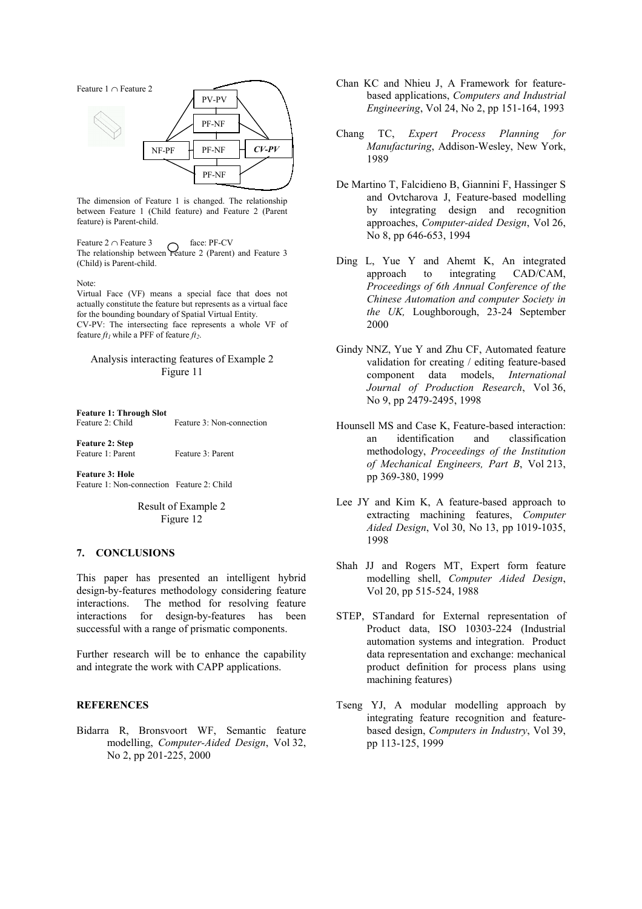Feature 1 ∩ Feature 2

PV-PV

PF-NF

NF-PF

PF-NF

*CV-PV*

PF-NF

The dimension of Feature 1 is changed. The relationship between Feature 1 (Child feature) and Feature 2 (Parent feature) is Parent-child.

Feature 2 ∩ Feature 3 face: PF-CV
The relationship between Feature 2 (Parent) and Feature 3 (Child) is Parent-child.

Note:
Virtual Face (VF) means a special face that does not actually constitute the feature but represents as a virtual face for the bounding boundary of Spatial Virtual Entity.
CV-PV: The intersecting face represents a whole VF of feature $ft_1$ while a PFF of feature $ft_2$.

Analysis interacting features of Example 2
Figure 11

**Feature 1: Through Slot**
Feature 2: Child Feature 3: Non-connection

**Feature 2: Step**
Feature 1: Parent Feature 3: Parent

**Feature 3: Hole**
Feature 1: Non-connection Feature 2: Child

Result of Example 2
Figure 12

## 7. CONCLUSIONS

This paper has presented an intelligent hybrid design-by-features methodology considering feature interactions. The method for resolving feature interactions for design-by-features has been successful with a range of prismatic components.

Further research will be to enhance the capability and integrate the work with CAPP applications.

## REFERENCES

Bidarra R, Bronsvoort WF, Semantic feature modelling, *Computer-Aided Design*, Vol 32, No 2, pp 201-225, 2000

Chan KC and Nhieu J, A Framework for feature-based applications, *Computers and Industrial Engineering*, Vol 24, No 2, pp 151-164, 1993

Chang TC, *Expert Process Planning for Manufacturing*, Addison-Wesley, New York, 1989

De Martino T, Falcidieno B, Giannini F, Hassinger S and Ovtcharova J, Feature-based modelling by integrating design and recognition approaches, *Computer-aided Design*, Vol 26, No 8, pp 646-653, 1994

Ding L, Yue Y and Ahemt K, An integrated approach to integrating CAD/CAM, *Proceedings of 6th Annual Conference of the Chinese Automation and computer Society in the UK,* Loughborough, 23-24 September 2000

Gindy NNZ, Yue Y and Zhu CF, Automated feature validation for creating / editing feature-based component data models, *International Journal of Production Research*, Vol 36, No 9, pp 2479-2495, 1998

Hounsell MS and Case K, Feature-based interaction: an identification and classification methodology, *Proceedings of the Institution of Mechanical Engineers, Part B*, Vol 213, pp 369-380, 1999

Lee JY and Kim K, A feature-based approach to extracting machining features, *Computer Aided Design*, Vol 30, No 13, pp 1019-1035, 1998

Shah JJ and Rogers MT, Expert form feature modelling shell, *Computer Aided Design*, Vol 20, pp 515-524, 1988

STEP, STandard for External representation of Product data, ISO 10303-224 (Industrial automation systems and integration. Product data representation and exchange: mechanical product definition for process plans using machining features)

Tseng YJ, A modular modelling approach by integrating feature recognition and feature-based design, *Computers in Industry*, Vol 39, pp 113-125, 1999